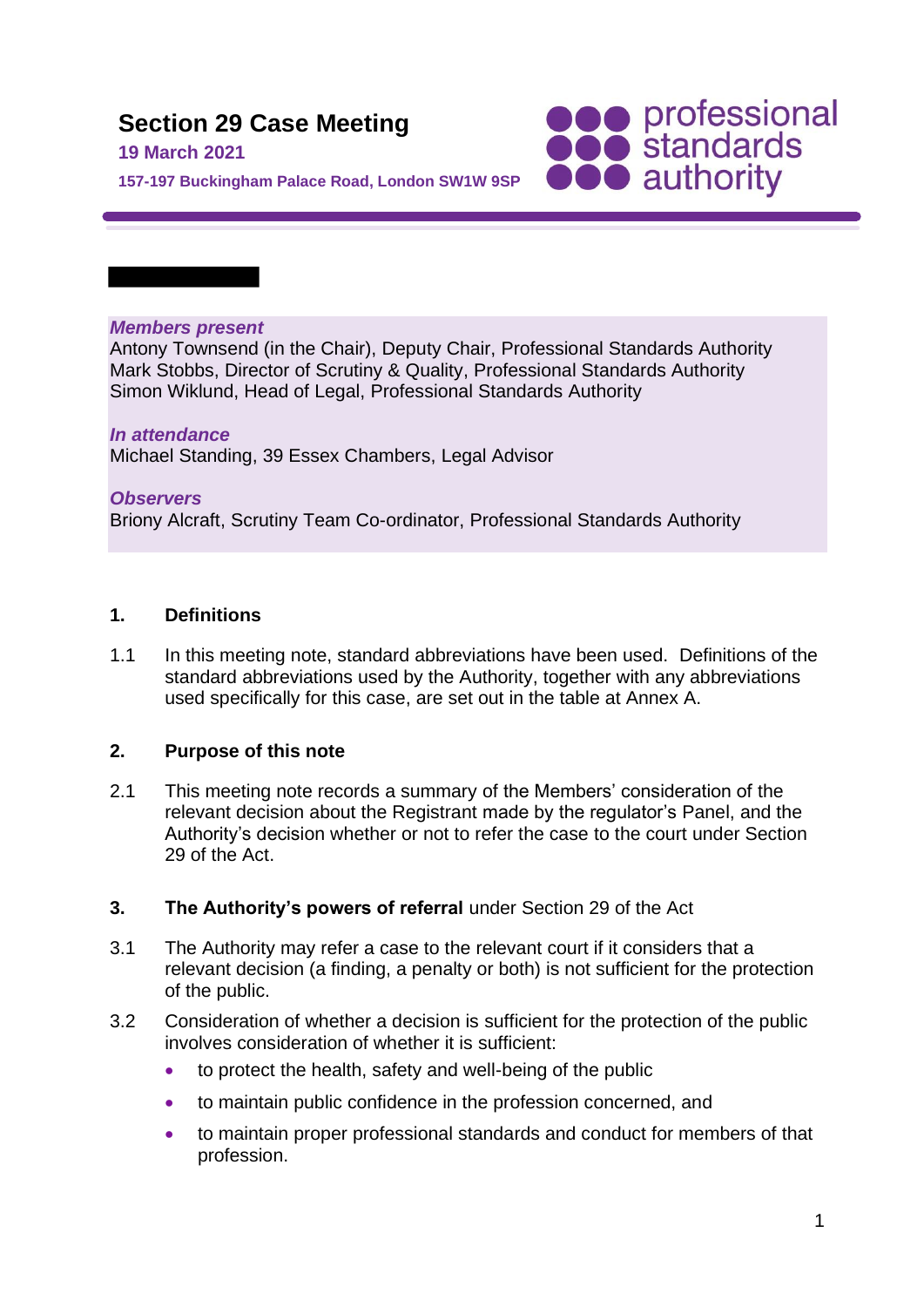# Section 29 Case Meeting

**19 March 2021**

**157-197 Buckingham Palace Road, London SW1W 9SP**

***Members present***
Antony Townsend (in the Chair), Deputy Chair, Professional Standards Authority
Mark Stobbs, Director of Scrutiny & Quality, Professional Standards Authority
Simon Wiklund, Head of Legal, Professional Standards Authority

***In attendance***
Michael Standing, 39 Essex Chambers, Legal Advisor

***Observers***
Briony Alcraft, Scrutiny Team Co-ordinator, Professional Standards Authority

## 1. Definitions

1.1 In this meeting note, standard abbreviations have been used. Definitions of the standard abbreviations used by the Authority, together with any abbreviations used specifically for this case, are set out in the table at Annex A.

## 2. Purpose of this note

2.1 This meeting note records a summary of the Members' consideration of the relevant decision about the Registrant made by the regulator's Panel, and the Authority's decision whether or not to refer the case to the court under Section 29 of the Act.

## 3. The Authority's powers of referral under Section 29 of the Act

3.1 The Authority may refer a case to the relevant court if it considers that a relevant decision (a finding, a penalty or both) is not sufficient for the protection of the public.

3.2 Consideration of whether a decision is sufficient for the protection of the public involves consideration of whether it is sufficient:

- to protect the health, safety and well-being of the public
- to maintain public confidence in the profession concerned, and
- to maintain proper professional standards and conduct for members of that profession.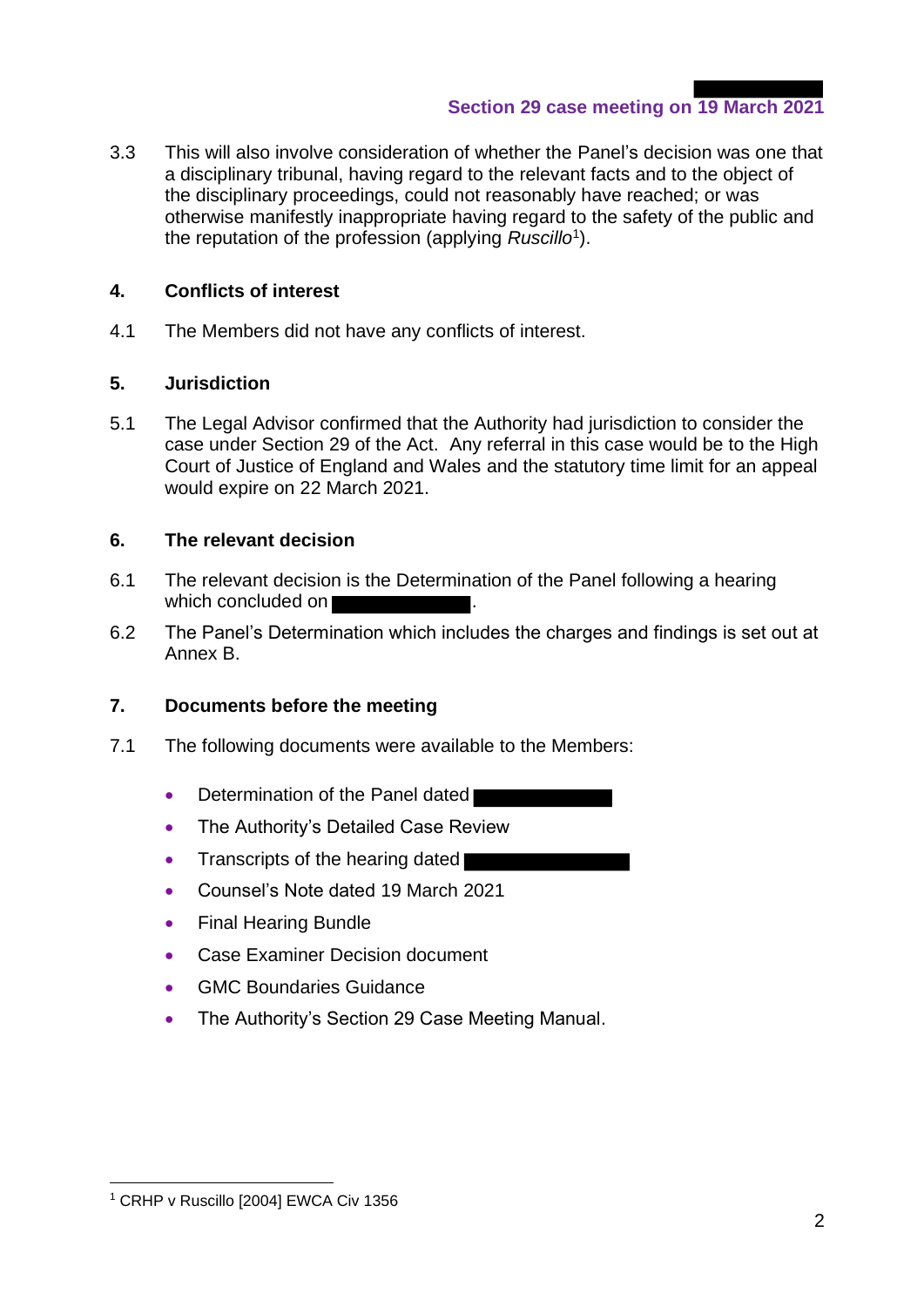3.3 This will also involve consideration of whether the Panel's decision was one that a disciplinary tribunal, having regard to the relevant facts and to the object of the disciplinary proceedings, could not reasonably have reached; or was otherwise manifestly inappropriate having regard to the safety of the public and the reputation of the profession (applying *Ruscillo*[1]).

## 4. Conflicts of interest

4.1 The Members did not have any conflicts of interest.

## 5. Jurisdiction

5.1 The Legal Advisor confirmed that the Authority had jurisdiction to consider the case under Section 29 of the Act. Any referral in this case would be to the High Court of Justice of England and Wales and the statutory time limit for an appeal would expire on 22 March 2021.

## 6. The relevant decision

6.1 The relevant decision is the Determination of the Panel following a hearing which concluded on ██████████.

6.2 The Panel's Determination which includes the charges and findings is set out at Annex B.

## 7. Documents before the meeting

7.1 The following documents were available to the Members:

- Determination of the Panel dated ██████████
- The Authority's Detailed Case Review
- Transcripts of the hearing dated ██████████
- Counsel's Note dated 19 March 2021
- Final Hearing Bundle
- Case Examiner Decision document
- GMC Boundaries Guidance
- The Authority's Section 29 Case Meeting Manual.

[1] CRHP v Ruscillo [2004] EWCA Civ 1356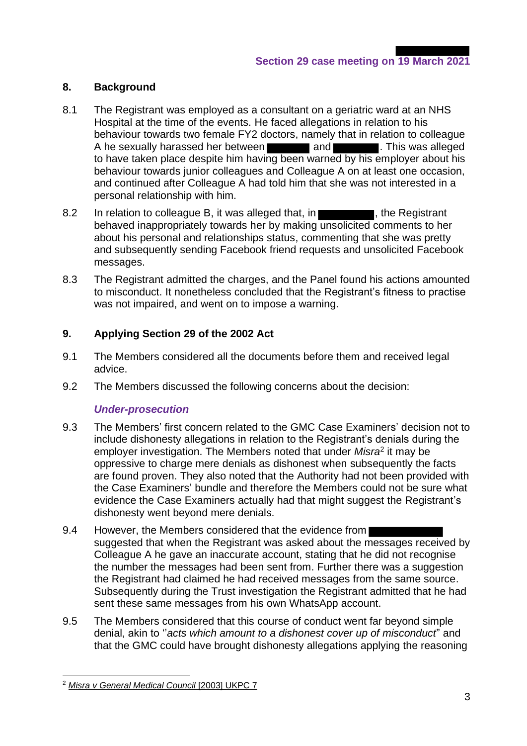## 8. Background

8.1 The Registrant was employed as a consultant on a geriatric ward at an NHS Hospital at the time of the events. He faced allegations in relation to his behaviour towards two female FY2 doctors, namely that in relation to colleague A he sexually harassed her between ███ and ███. This was alleged to have taken place despite him having been warned by his employer about his behaviour towards junior colleagues and Colleague A on at least one occasion, and continued after Colleague A had told him that she was not interested in a personal relationship with him.

8.2 In relation to colleague B, it was alleged that, in ███, the Registrant behaved inappropriately towards her by making unsolicited comments to her about his personal and relationships status, commenting that she was pretty and subsequently sending Facebook friend requests and unsolicited Facebook messages.

8.3 The Registrant admitted the charges, and the Panel found his actions amounted to misconduct. It nonetheless concluded that the Registrant's fitness to practise was not impaired, and went on to impose a warning.

## 9. Applying Section 29 of the 2002 Act

9.1 The Members considered all the documents before them and received legal advice.

9.2 The Members discussed the following concerns about the decision:

### *Under-prosecution*

9.3 The Members' first concern related to the GMC Case Examiners' decision not to include dishonesty allegations in relation to the Registrant's denials during the employer investigation. The Members noted that under *Misra*[2] it may be oppressive to charge mere denials as dishonest when subsequently the facts are found proven. They also noted that the Authority had not been provided with the Case Examiners' bundle and therefore the Members could not be sure what evidence the Case Examiners actually had that might suggest the Registrant's dishonesty went beyond mere denials.

9.4 However, the Members considered that the evidence from ███ suggested that when the Registrant was asked about the messages received by Colleague A he gave an inaccurate account, stating that he did not recognise the number the messages had been sent from. Further there was a suggestion the Registrant had claimed he had received messages from the same source. Subsequently during the Trust investigation the Registrant admitted that he had sent these same messages from his own WhatsApp account.

9.5 The Members considered that this course of conduct went far beyond simple denial, akin to ''*acts which amount to a dishonest cover up of misconduct*" and that the GMC could have brought dishonesty allegations applying the reasoning

---

[2] *Misra v General Medical Council* [2003] UKPC 7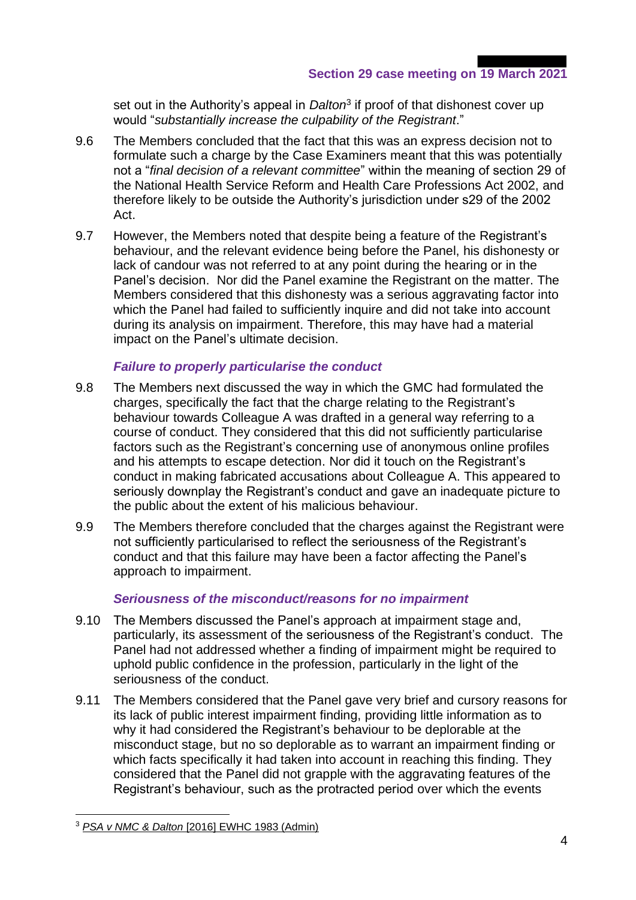set out in the Authority's appeal in *Dalton*[3] if proof of that dishonest cover up would "*substantially increase the culpability of the Registrant*."

9.6 The Members concluded that the fact that this was an express decision not to formulate such a charge by the Case Examiners meant that this was potentially not a "*final decision of a relevant committee*" within the meaning of section 29 of the National Health Service Reform and Health Care Professions Act 2002, and therefore likely to be outside the Authority's jurisdiction under s29 of the 2002 Act.

9.7 However, the Members noted that despite being a feature of the Registrant's behaviour, and the relevant evidence being before the Panel, his dishonesty or lack of candour was not referred to at any point during the hearing or in the Panel's decision. Nor did the Panel examine the Registrant on the matter. The Members considered that this dishonesty was a serious aggravating factor into which the Panel had failed to sufficiently inquire and did not take into account during its analysis on impairment. Therefore, this may have had a material impact on the Panel's ultimate decision.

### *Failure to properly particularise the conduct*

9.8 The Members next discussed the way in which the GMC had formulated the charges, specifically the fact that the charge relating to the Registrant's behaviour towards Colleague A was drafted in a general way referring to a course of conduct. They considered that this did not sufficiently particularise factors such as the Registrant's concerning use of anonymous online profiles and his attempts to escape detection. Nor did it touch on the Registrant's conduct in making fabricated accusations about Colleague A. This appeared to seriously downplay the Registrant's conduct and gave an inadequate picture to the public about the extent of his malicious behaviour.

9.9 The Members therefore concluded that the charges against the Registrant were not sufficiently particularised to reflect the seriousness of the Registrant's conduct and that this failure may have been a factor affecting the Panel's approach to impairment.

### *Seriousness of the misconduct/reasons for no impairment*

9.10 The Members discussed the Panel's approach at impairment stage and, particularly, its assessment of the seriousness of the Registrant's conduct. The Panel had not addressed whether a finding of impairment might be required to uphold public confidence in the profession, particularly in the light of the seriousness of the conduct.

9.11 The Members considered that the Panel gave very brief and cursory reasons for its lack of public interest impairment finding, providing little information as to why it had considered the Registrant's behaviour to be deplorable at the misconduct stage, but no so deplorable as to warrant an impairment finding or which facts specifically it had taken into account in reaching this finding. They considered that the Panel did not grapple with the aggravating features of the Registrant's behaviour, such as the protracted period over which the events

---

[3] *PSA v NMC & Dalton* [2016] EWHC 1983 (Admin)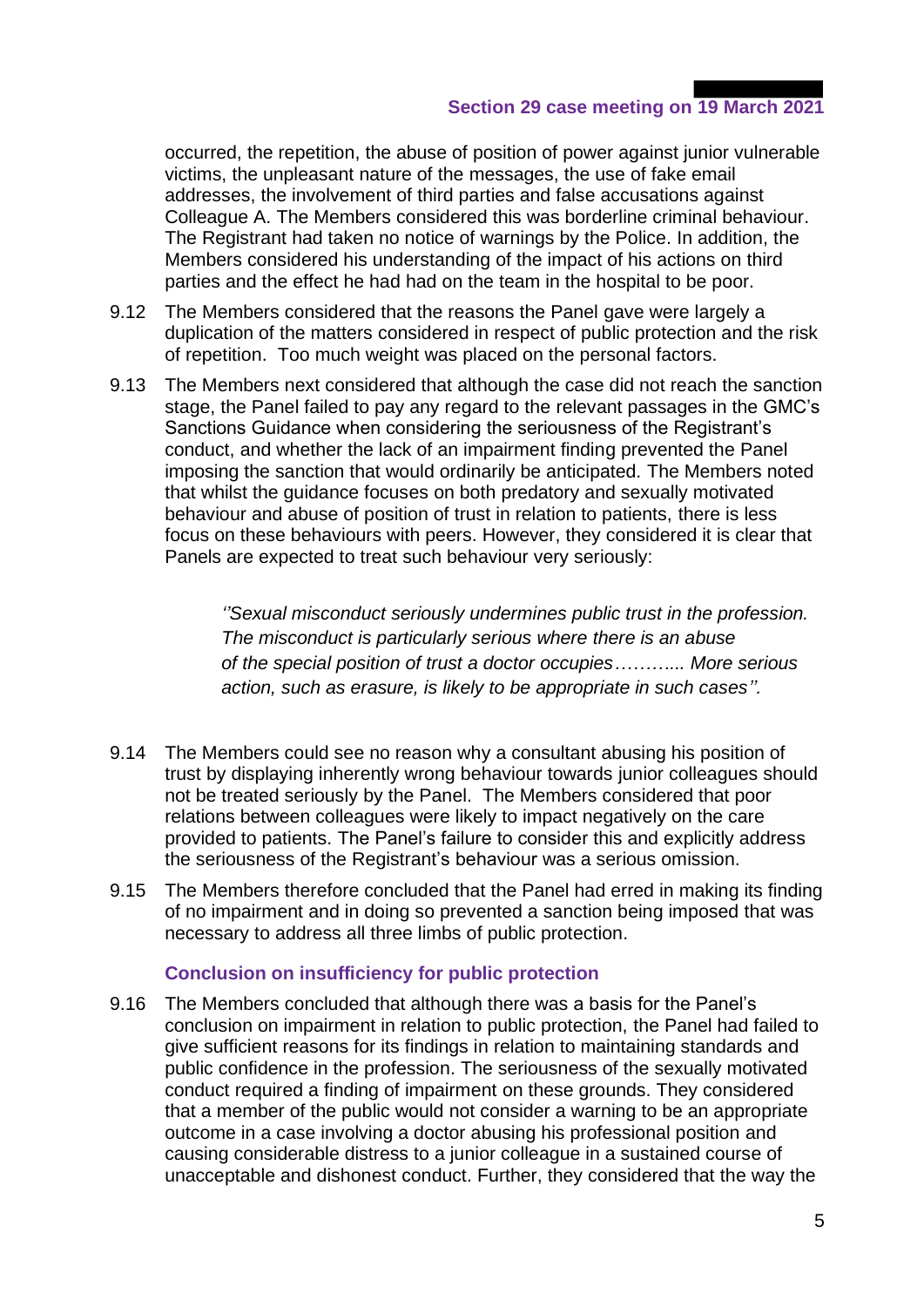occurred, the repetition, the abuse of position of power against junior vulnerable victims, the unpleasant nature of the messages, the use of fake email addresses, the involvement of third parties and false accusations against Colleague A. The Members considered this was borderline criminal behaviour. The Registrant had taken no notice of warnings by the Police. In addition, the Members considered his understanding of the impact of his actions on third parties and the effect he had had on the team in the hospital to be poor.

9.12 The Members considered that the reasons the Panel gave were largely a duplication of the matters considered in respect of public protection and the risk of repetition. Too much weight was placed on the personal factors.

9.13 The Members next considered that although the case did not reach the sanction stage, the Panel failed to pay any regard to the relevant passages in the GMC's Sanctions Guidance when considering the seriousness of the Registrant's conduct, and whether the lack of an impairment finding prevented the Panel imposing the sanction that would ordinarily be anticipated. The Members noted that whilst the guidance focuses on both predatory and sexually motivated behaviour and abuse of position of trust in relation to patients, there is less focus on these behaviours with peers. However, they considered it is clear that Panels are expected to treat such behaviour very seriously:

> *''Sexual misconduct seriously undermines public trust in the profession. The misconduct is particularly serious where there is an abuse of the special position of trust a doctor occupies……….. More serious action, such as erasure, is likely to be appropriate in such cases''.*

9.14 The Members could see no reason why a consultant abusing his position of trust by displaying inherently wrong behaviour towards junior colleagues should not be treated seriously by the Panel. The Members considered that poor relations between colleagues were likely to impact negatively on the care provided to patients. The Panel's failure to consider this and explicitly address the seriousness of the Registrant's behaviour was a serious omission.

9.15 The Members therefore concluded that the Panel had erred in making its finding of no impairment and in doing so prevented a sanction being imposed that was necessary to address all three limbs of public protection.

### Conclusion on insufficiency for public protection

9.16 The Members concluded that although there was a basis for the Panel's conclusion on impairment in relation to public protection, the Panel had failed to give sufficient reasons for its findings in relation to maintaining standards and public confidence in the profession. The seriousness of the sexually motivated conduct required a finding of impairment on these grounds. They considered that a member of the public would not consider a warning to be an appropriate outcome in a case involving a doctor abusing his professional position and causing considerable distress to a junior colleague in a sustained course of unacceptable and dishonest conduct. Further, they considered that the way the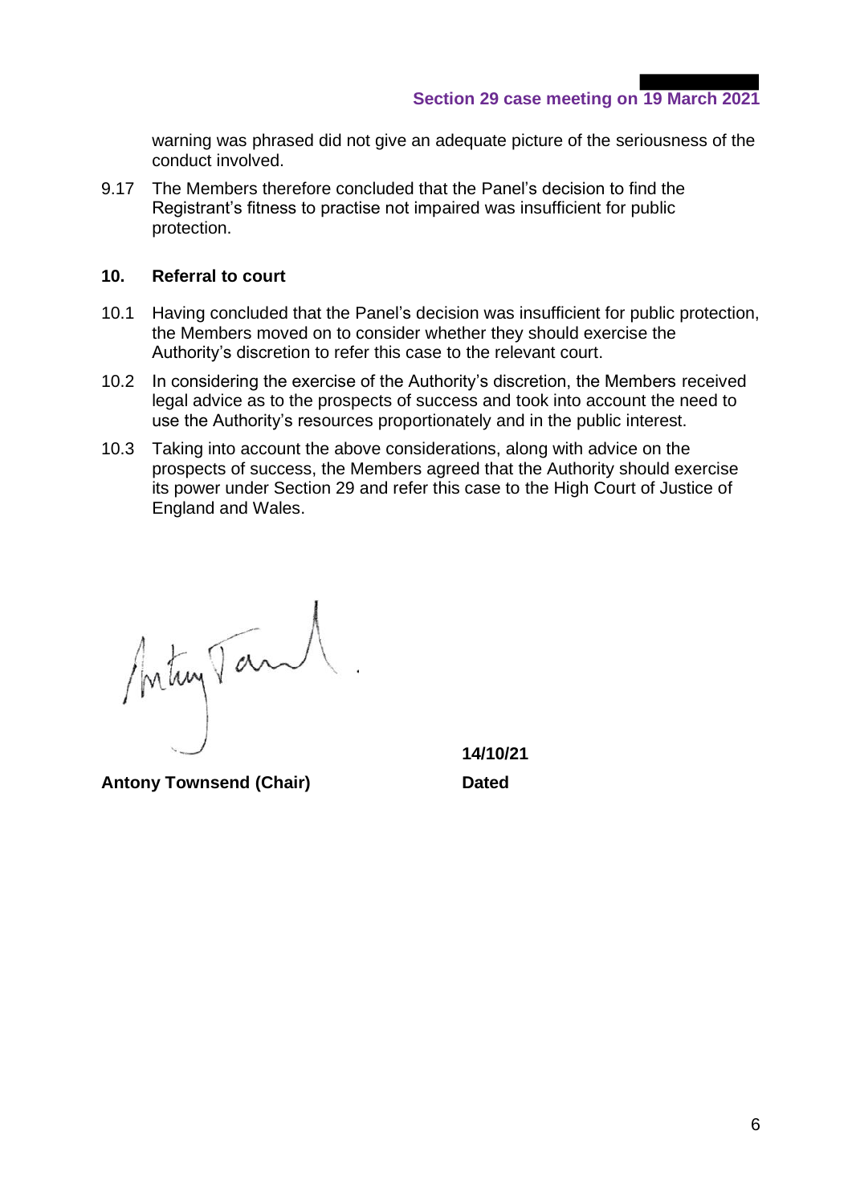warning was phrased did not give an adequate picture of the seriousness of the conduct involved.

9.17 The Members therefore concluded that the Panel's decision to find the Registrant's fitness to practise not impaired was insufficient for public protection.

## 10. Referral to court

10.1 Having concluded that the Panel's decision was insufficient for public protection, the Members moved on to consider whether they should exercise the Authority's discretion to refer this case to the relevant court.

10.2 In considering the exercise of the Authority's discretion, the Members received legal advice as to the prospects of success and took into account the need to use the Authority's resources proportionately and in the public interest.

10.3 Taking into account the above considerations, along with advice on the prospects of success, the Members agreed that the Authority should exercise its power under Section 29 and refer this case to the High Court of Justice of England and Wales.

**Antony Townsend (Chair)**

**14/10/21**

**Dated**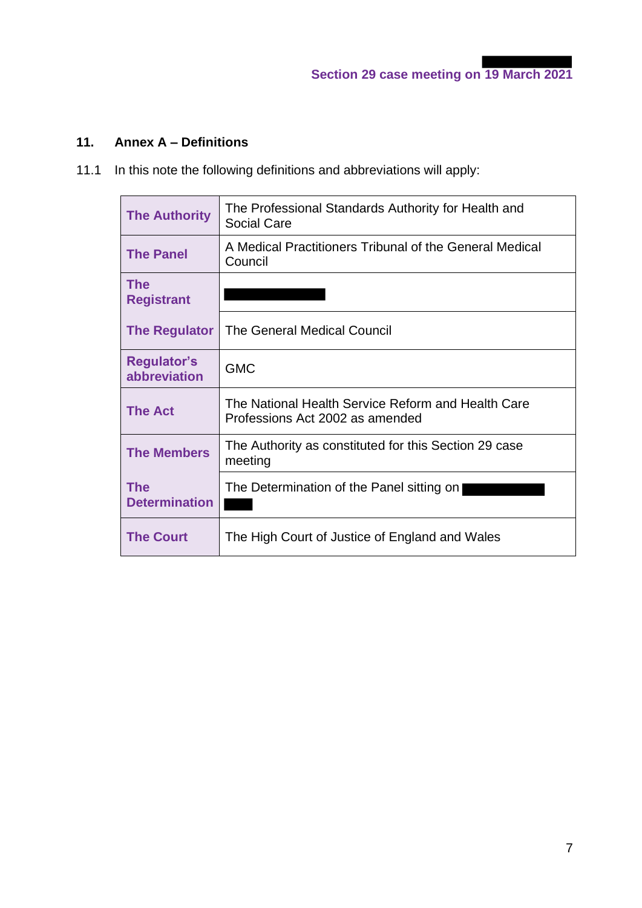## 11. Annex A – Definitions

11.1 In this note the following definitions and abbreviations will apply:

| | |
|---|---|
| **The Authority** | The Professional Standards Authority for Health and Social Care |
| **The Panel** | A Medical Practitioners Tribunal of the General Medical Council |
| **The Registrant** | |
| **The Regulator** | The General Medical Council |
| **Regulator's abbreviation** | GMC |
| **The Act** | The National Health Service Reform and Health Care Professions Act 2002 as amended |
| **The Members** | The Authority as constituted for this Section 29 case meeting |
| **The Determination** | The Determination of the Panel sitting on |
| **The Court** | The High Court of Justice of England and Wales |